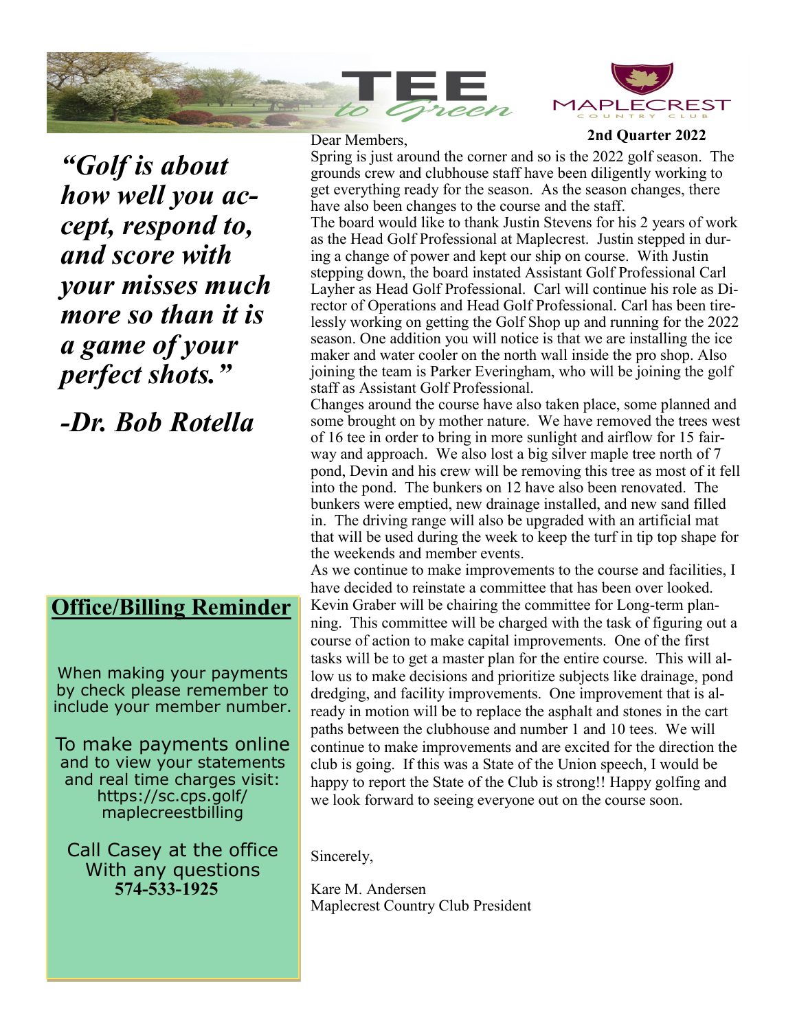# TEE to Green

MAPLECREST COUNTRY CLUB

**2nd Quarter 2022**

***"Golf is about how well you accept, respond to, and score with your misses much more so than it is a game of your perfect shots."***

***-Dr. Bob Rotella***

Dear Members,

Spring is just around the corner and so is the 2022 golf season. The grounds crew and clubhouse staff have been diligently working to get everything ready for the season. As the season changes, there have also been changes to the course and the staff.

The board would like to thank Justin Stevens for his 2 years of work as the Head Golf Professional at Maplecrest. Justin stepped in during a change of power and kept our ship on course. With Justin stepping down, the board instated Assistant Golf Professional Carl Layher as Head Golf Professional. Carl will continue his role as Director of Operations and Head Golf Professional. Carl has been tirelessly working on getting the Golf Shop up and running for the 2022 season. One addition you will notice is that we are installing the ice maker and water cooler on the north wall inside the pro shop. Also joining the team is Parker Everingham, who will be joining the golf staff as Assistant Golf Professional.

Changes around the course have also taken place, some planned and some brought on by mother nature. We have removed the trees west of 16 tee in order to bring in more sunlight and airflow for 15 fairway and approach. We also lost a big silver maple tree north of 7 pond, Devin and his crew will be removing this tree as most of it fell into the pond. The bunkers on 12 have also been renovated. The bunkers were emptied, new drainage installed, and new sand filled in. The driving range will also be upgraded with an artificial mat that will be used during the week to keep the turf in tip top shape for the weekends and member events.

As we continue to make improvements to the course and facilities, I have decided to reinstate a committee that has been over looked. Kevin Graber will be chairing the committee for Long-term planning. This committee will be charged with the task of figuring out a course of action to make capital improvements. One of the first tasks will be to get a master plan for the entire course. This will allow us to make decisions and prioritize subjects like drainage, pond dredging, and facility improvements. One improvement that is already in motion will be to replace the asphalt and stones in the cart paths between the clubhouse and number 1 and 10 tees. We will continue to make improvements and are excited for the direction the club is going. If this was a State of the Union speech, I would be happy to report the State of the Club is strong!! Happy golfing and we look forward to seeing everyone out on the course soon.

Sincerely,

Kare M. Andersen
Maplecrest Country Club President

## Office/Billing Reminder

When making your payments by check please remember to include your member number.

To make payments online and to view your statements and real time charges visit: https://sc.cps.golf/maplecreestbilling

Call Casey at the office With any questions
**574-533-1925**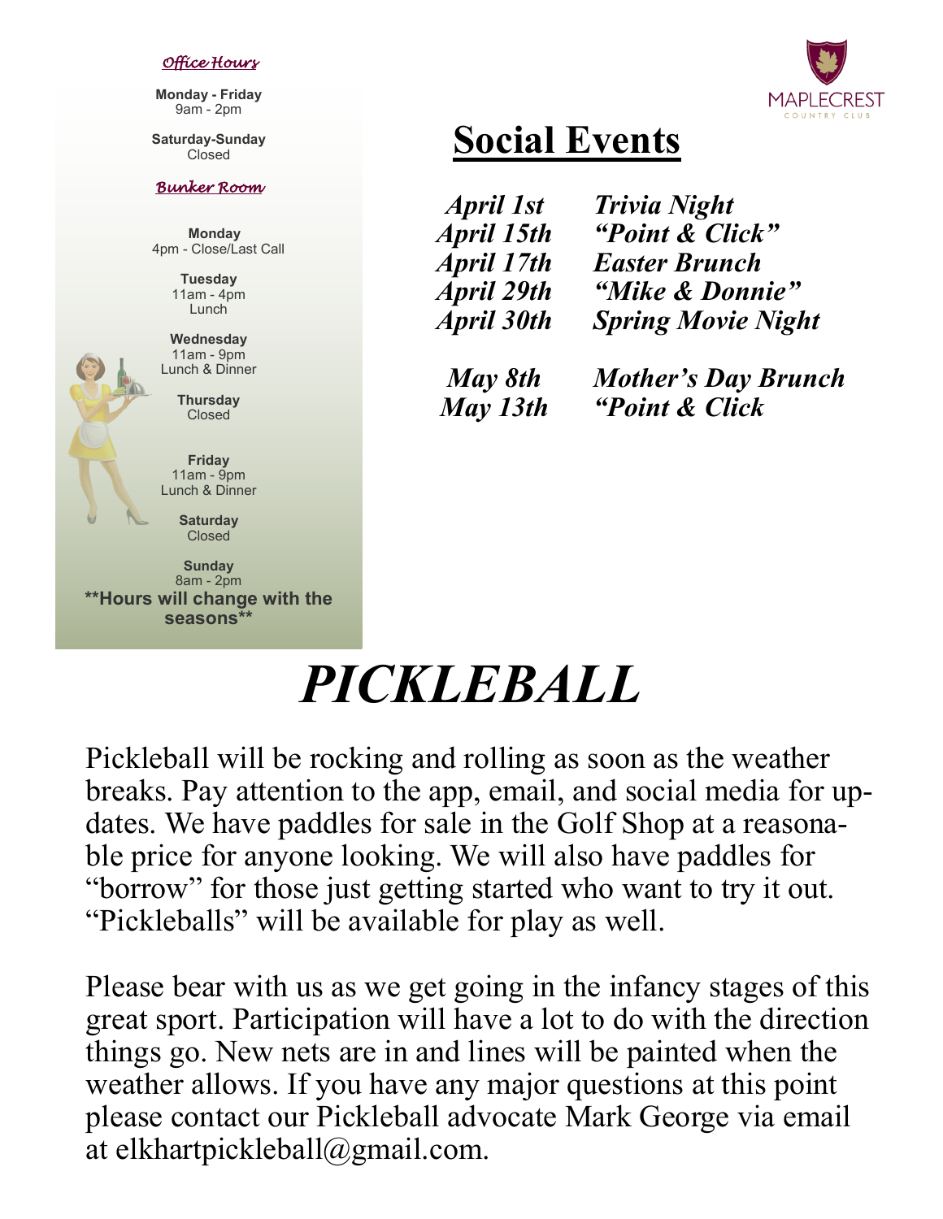*Office Hours*

**Monday - Friday**
9am - 2pm

**Saturday-Sunday**
Closed

*Bunker Room*

**Monday**
4pm - Close/Last Call

**Tuesday**
11am - 4pm
Lunch

**Wednesday**
11am - 9pm
Lunch & Dinner

**Thursday**
Closed

**Friday**
11am - 9pm
Lunch & Dinner

**Saturday**
Closed

**Sunday**
8am - 2pm

**\*\*Hours will change with the seasons\*\***

MAPLECREST
COUNTRY CLUB

# Social Events

| | |
|---|---|
| ***April 1st*** | ***Trivia Night*** |
| ***April 15th*** | ***"Point & Click"*** |
| ***April 17th*** | ***Easter Brunch*** |
| ***April 29th*** | ***"Mike & Donnie"*** |
| ***April 30th*** | ***Spring Movie Night*** |
| ***May 8th*** | ***Mother's Day Brunch*** |
| ***May 13th*** | ***"Point & Click*** |

# *PICKLEBALL*

Pickleball will be rocking and rolling as soon as the weather breaks. Pay attention to the app, email, and social media for updates. We have paddles for sale in the Golf Shop at a reasonable price for anyone looking. We will also have paddles for "borrow" for those just getting started who want to try it out. "Pickleballs" will be available for play as well.

Please bear with us as we get going in the infancy stages of this great sport. Participation will have a lot to do with the direction things go. New nets are in and lines will be painted when the weather allows. If you have any major questions at this point please contact our Pickleball advocate Mark George via email at elkhartpickleball@gmail.com.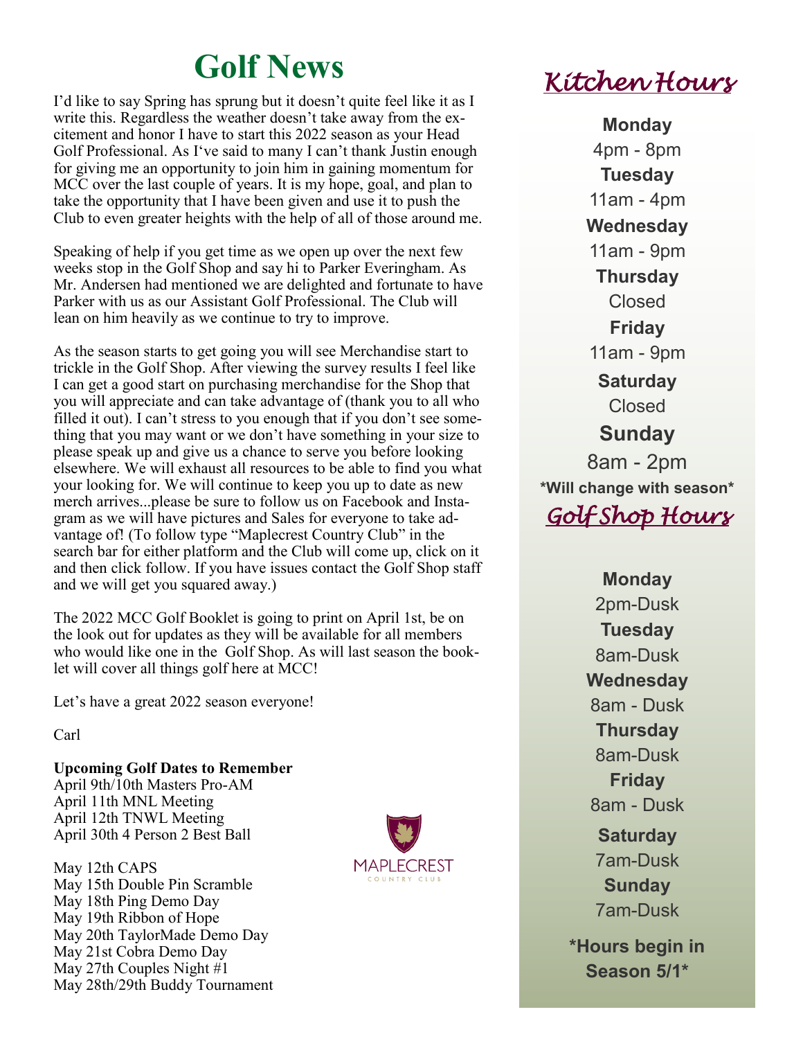# Golf News

I'd like to say Spring has sprung but it doesn't quite feel like it as I write this. Regardless the weather doesn't take away from the excitement and honor I have to start this 2022 season as your Head Golf Professional. As I've said to many I can't thank Justin enough for giving me an opportunity to join him in gaining momentum for MCC over the last couple of years. It is my hope, goal, and plan to take the opportunity that I have been given and use it to push the Club to even greater heights with the help of all of those around me.

Speaking of help if you get time as we open up over the next few weeks stop in the Golf Shop and say hi to Parker Everingham. As Mr. Andersen had mentioned we are delighted and fortunate to have Parker with us as our Assistant Golf Professional. The Club will lean on him heavily as we continue to try to improve.

As the season starts to get going you will see Merchandise start to trickle in the Golf Shop. After viewing the survey results I feel like I can get a good start on purchasing merchandise for the Shop that you will appreciate and can take advantage of (thank you to all who filled it out). I can't stress to you enough that if you don't see something that you may want or we don't have something in your size to please speak up and give us a chance to serve you before looking elsewhere. We will exhaust all resources to be able to find you what your looking for. We will continue to keep you up to date as new merch arrives...please be sure to follow us on Facebook and Instagram as we will have pictures and Sales for everyone to take advantage of! (To follow type "Maplecrest Country Club" in the search bar for either platform and the Club will come up, click on it and then click follow. If you have issues contact the Golf Shop staff and we will get you squared away.)

The 2022 MCC Golf Booklet is going to print on April 1st, be on the look out for updates as they will be available for all members who would like one in the Golf Shop. As will last season the booklet will cover all things golf here at MCC!

Let's have a great 2022 season everyone!

Carl

**Upcoming Golf Dates to Remember**
April 9th/10th Masters Pro-AM
April 11th MNL Meeting
April 12th TNWL Meeting
April 30th 4 Person 2 Best Ball

May 12th CAPS
May 15th Double Pin Scramble
May 18th Ping Demo Day
May 19th Ribbon of Hope
May 20th TaylorMade Demo Day
May 21st Cobra Demo Day
May 27th Couples Night #1
May 28th/29th Buddy Tournament

MAPLECREST COUNTRY CLUB

## Kitchen Hours

**Monday**
4pm - 8pm
**Tuesday**
11am - 4pm
**Wednesday**
11am - 9pm
**Thursday**
Closed
**Friday**
11am - 9pm
**Saturday**
Closed
**Sunday**
8am - 2pm

***Will change with season***

## Golf Shop Hours

**Monday**
2pm-Dusk
**Tuesday**
8am-Dusk
**Wednesday**
8am - Dusk
**Thursday**
8am-Dusk
**Friday**
8am - Dusk
**Saturday**
7am-Dusk
**Sunday**
7am-Dusk

***Hours begin in Season 5/1***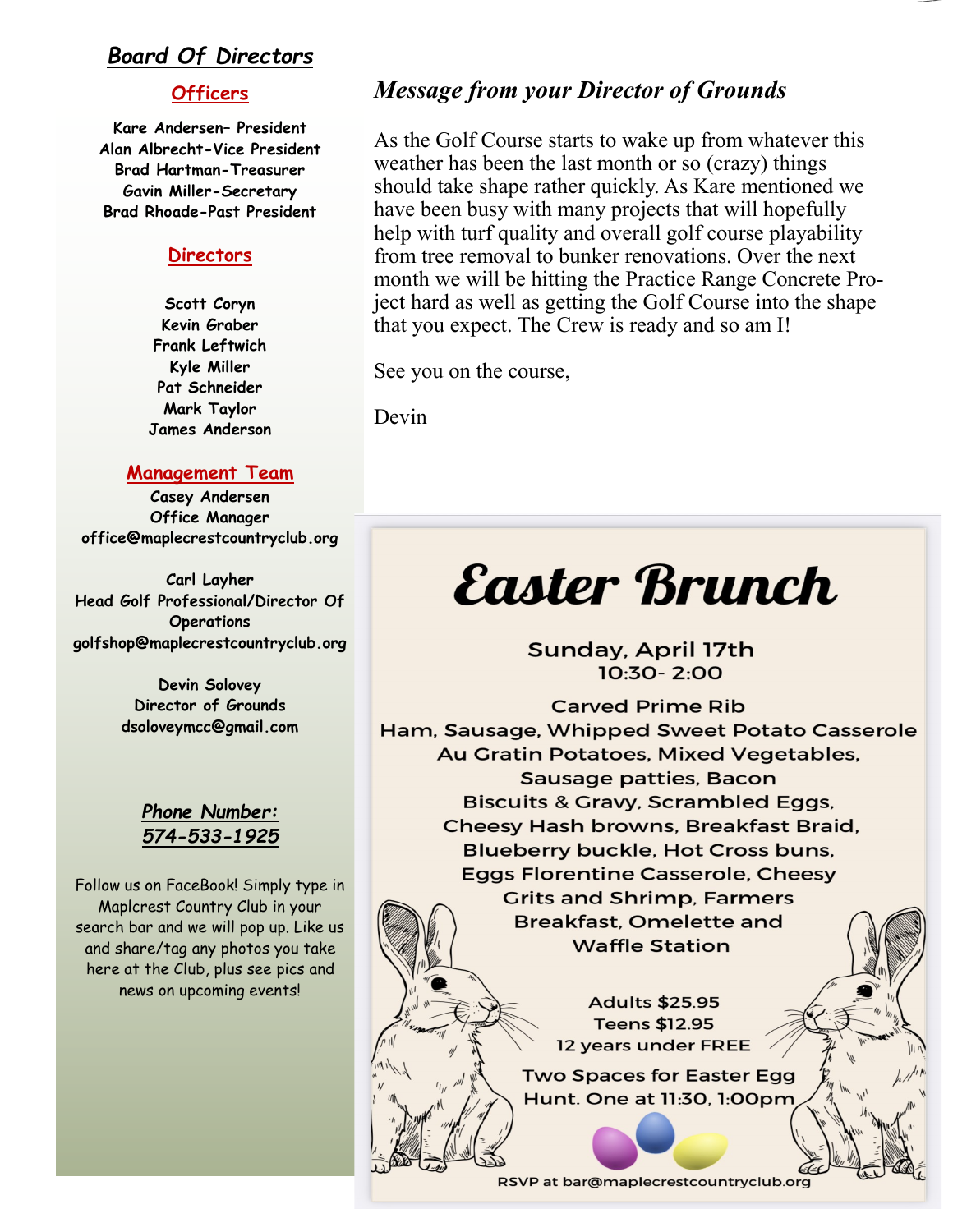## Board Of Directors

### Officers

Kare Andersen- President
Alan Albrecht-Vice President
Brad Hartman-Treasurer
Gavin Miller-Secretary
Brad Rhoade-Past President

### Directors

Scott Coryn
Kevin Graber
Frank Leftwich
Kyle Miller
Pat Schneider
Mark Taylor
James Anderson

### Management Team

Casey Andersen
Office Manager
office@maplecrestcountryclub.org

Carl Layher
Head Golf Professional/Director Of Operations
golfshop@maplecrestcountryclub.org

Devin Solovey
Director of Grounds
dsoloveymcc@gmail.com

**Phone Number: 574-533-1925**

Follow us on FaceBook! Simply type in Maplcrest Country Club in your search bar and we will pop up. Like us and share/tag any photos you take here at the Club, plus see pics and news on upcoming events!

## *Message from your Director of Grounds*

As the Golf Course starts to wake up from whatever this weather has been the last month or so (crazy) things should take shape rather quickly. As Kare mentioned we have been busy with many projects that will hopefully help with turf quality and overall golf course playability from tree removal to bunker renovations. Over the next month we will be hitting the Practice Range Concrete Project hard as well as getting the Golf Course into the shape that you expect. The Crew is ready and so am I!

See you on the course,

Devin

# Easter Brunch

Sunday, April 17th
10:30- 2:00

Carved Prime Rib
Ham, Sausage, Whipped Sweet Potato Casserole
Au Gratin Potatoes, Mixed Vegetables,
Sausage patties, Bacon
Biscuits & Gravy, Scrambled Eggs,
Cheesy Hash browns, Breakfast Braid,
Blueberry buckle, Hot Cross buns,
Eggs Florentine Casserole, Cheesy
Grits and Shrimp, Farmers
Breakfast, Omelette and
Waffle Station

Adults $25.95
Teens $12.95
12 years under FREE

Two Spaces for Easter Egg Hunt. One at 11:30, 1:00pm

RSVP at bar@maplecrestcountryclub.org